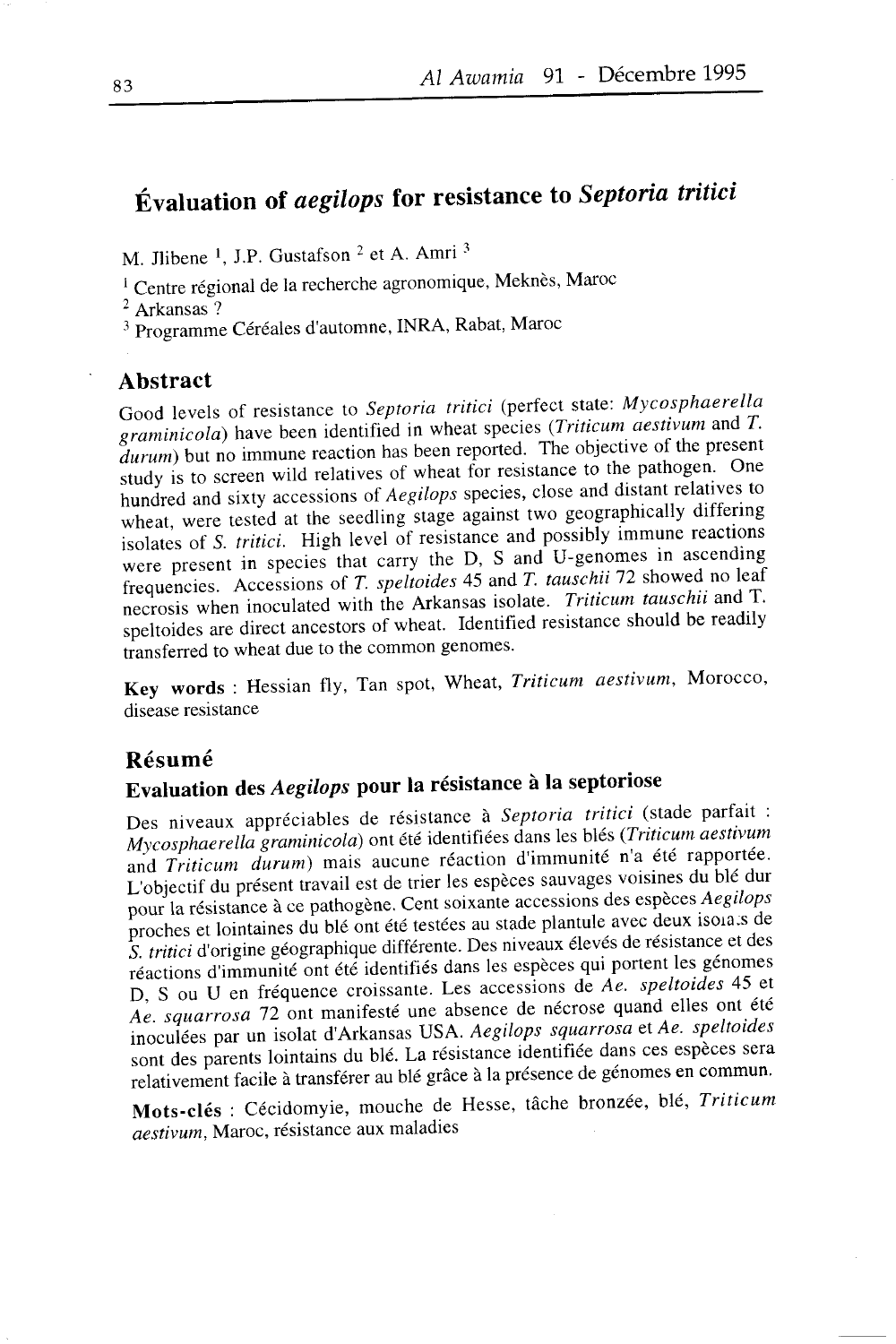# Évaluation of *aegilops* for resistance to *Septoria tritici*

M. Jlibene [1], J.P. Gustafson [2] et A. Amri [3]

[1] Centre régional de la recherche agronomique, Meknès, Maroc

[2] Arkansas ?

[3] Programme Céréales d'automne, INRA, Rabat, Maroc

## Abstract

Good levels of resistance to *Septoria tritici* (perfect state: *Mycosphaerella graminicola*) have been identified in wheat species (*Triticum aestivum* and *T. durum*) but no immune reaction has been reported. The objective of the present study is to screen wild relatives of wheat for resistance to the pathogen. One hundred and sixty accessions of *Aegilops* species, close and distant relatives to wheat, were tested at the seedling stage against two geographically differing isolates of *S. tritici*. High level of resistance and possibly immune reactions were present in species that carry the D, S and U-genomes in ascending frequencies. Accessions of *T. speltoides* 45 and *T. tauschii* 72 showed no leaf necrosis when inoculated with the Arkansas isolate. *Triticum tauschii* and T. speltoides are direct ancestors of wheat. Identified resistance should be readily transferred to wheat due to the common genomes.

**Key words** : Hessian fly, Tan spot, Wheat, *Triticum aestivum*, Morocco, disease resistance

## Résumé

### Evaluation des *Aegilops* pour la résistance à la septoriose

Des niveaux appréciables de résistance à *Septoria tritici* (stade parfait : *Mycosphaerella graminicola*) ont été identifiées dans les blés (*Triticum aestivum* and *Triticum durum*) mais aucune réaction d'immunité n'a été rapportée. L'objectif du présent travail est de trier les espèces sauvages voisines du blé dur pour la résistance à ce pathogène. Cent soixante accessions des espèces *Aegilops* proches et lointaines du blé ont été testées au stade plantule avec deux isolats de *S. tritici* d'origine géographique différente. Des niveaux élevés de résistance et des réactions d'immunité ont été identifiés dans les espèces qui portent les génomes D, S ou U en fréquence croissante. Les accessions de *Ae. speltoides* 45 et *Ae. squarrosa* 72 ont manifesté une absence de nécrose quand elles ont été inoculées par un isolat d'Arkansas USA. *Aegilops squarrosa* et *Ae. speltoides* sont des parents lointains du blé. La résistance identifiée dans ces espèces sera relativement facile à transférer au blé grâce à la présence de génomes en commun.

**Mots-clés** : Cécidomyie, mouche de Hesse, tâche bronzée, blé, *Triticum aestivum*, Maroc, résistance aux maladies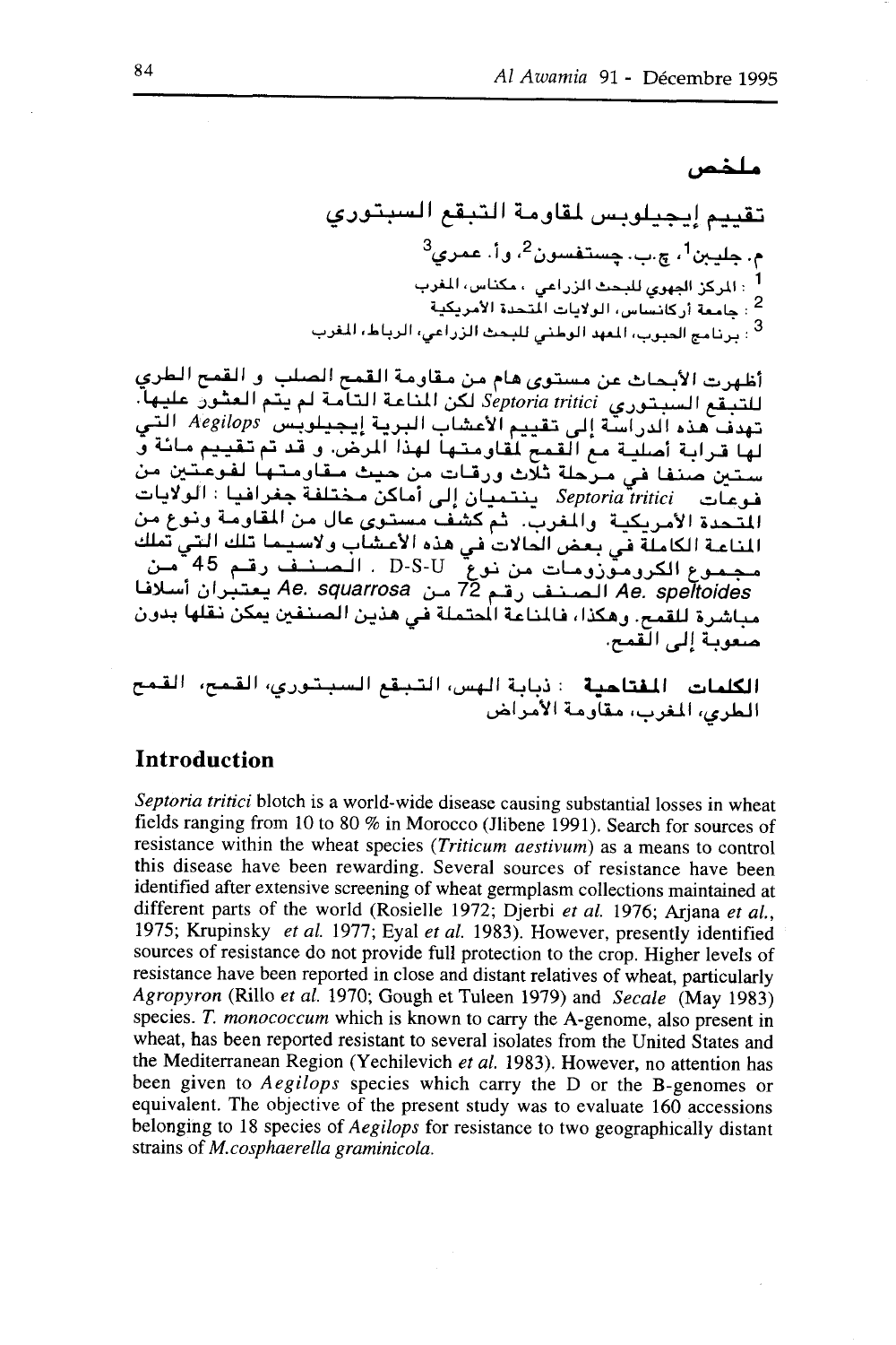# ملخص

## تقييم إيجيلوبس لمقاومة التبقع السبتوري

م. جليبن[1]، ج.ب. جستفسون[2]، وأ. عمري[3]

[1] : المركز الجهوي للبحث الزراعي ، مكناس، المغرب

[2] : جامعة أركانساس، الولايات المتحدة الأمريكية

[3] : برنامج الحبوب، المعهد الوطني للبحث الزراعي، الرباط، المغرب

أظهرت الأبحاث عن مستوى هام من مقاومة القمح الصلب و القمح الطري للتبقع السبتوري *Septoria tritici* لكن المناعة التامة لم يتم العثور عليها. تهدف هذه الدراسة إلى تقييم الأعشاب البرية إيجيلوبس *Aegilops* التي لها قرابة أصلية مع القمح لمقاومتها لهذا المرض. و قد تم تقييم مائة و ستين صنفا في مرحلة ثلاث ورقات من حيث مقاومتها لفوعتين من فوعات *Septoria tritici* ينتميان إلى أماكن مختلفة جغرافيا : الولايات المتحدة الأمريكية والمغرب. ثم كشف مستوى عال من المقاومة ونوع من المناعة الكاملة في بعض الحالات في هذه الأعشاب ولاسيما تلك التي تملك مجموع الكروموزومات من نوع D-S-U . الصنف رقم 45 من *Ae. speltoides* الصنف رقم 72 من *Ae. squarrosa* يعتبران أسلافا مباشرة للقمح. وهكذا، فالمناعة المحتملة في هذين الصنفين يمكن نقلها بدون صعوبة إلى القمح.

**الكلمات المفتاحية** : ذبابة الهس، التبقع السبتوري، القمح، القمح الطري، المغرب، مقاومة الأمراض

## Introduction

*Septoria tritici* blotch is a world-wide disease causing substantial losses in wheat fields ranging from 10 to 80 % in Morocco (Jlibene 1991). Search for sources of resistance within the wheat species (*Triticum aestivum*) as a means to control this disease have been rewarding. Several sources of resistance have been identified after extensive screening of wheat germplasm collections maintained at different parts of the world (Rosielle 1972; Djerbi *et al.* 1976; Arjana *et al.*, 1975; Krupinsky *et al.* 1977; Eyal *et al.* 1983). However, presently identified sources of resistance do not provide full protection to the crop. Higher levels of resistance have been reported in close and distant relatives of wheat, particularly *Agropyron* (Rillo *et al.* 1970; Gough et Tuleen 1979) and *Secale* (May 1983) species. *T. monococcum* which is known to carry the A-genome, also present in wheat, has been reported resistant to several isolates from the United States and the Mediterranean Region (Yechilevich *et al.* 1983). However, no attention has been given to *Aegilops* species which carry the D or the B-genomes or equivalent. The objective of the present study was to evaluate 160 accessions belonging to 18 species of *Aegilops* for resistance to two geographically distant strains of *M.cosphaerella graminicola.*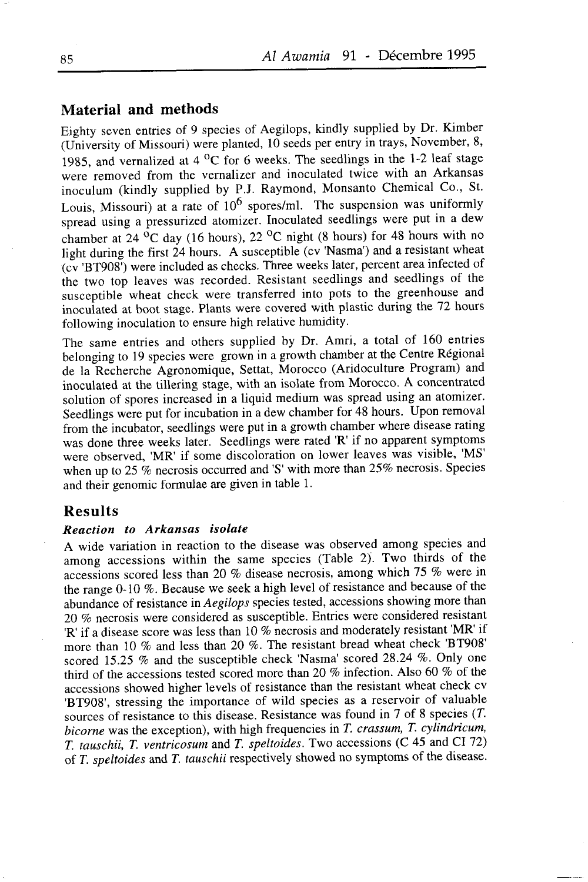## Material and methods

Eighty seven entries of 9 species of Aegilops, kindly supplied by Dr. Kimber (University of Missouri) were planted, 10 seeds per entry in trays, November, 8, 1985, and vernalized at 4 °C for 6 weeks. The seedlings in the 1-2 leaf stage were removed from the vernalizer and inoculated twice with an Arkansas inoculum (kindly supplied by P.J. Raymond, Monsanto Chemical Co., St. Louis, Missouri) at a rate of $10^6$ spores/ml. The suspension was uniformly spread using a pressurized atomizer. Inoculated seedlings were put in a dew chamber at 24 °C day (16 hours), 22 °C night (8 hours) for 48 hours with no light during the first 24 hours. A susceptible (cv 'Nasma') and a resistant wheat (cv 'BT908') were included as checks. Three weeks later, percent area infected of the two top leaves was recorded. Resistant seedlings and seedlings of the susceptible wheat check were transferred into pots to the greenhouse and inoculated at boot stage. Plants were covered with plastic during the 72 hours following inoculation to ensure high relative humidity.

The same entries and others supplied by Dr. Amri, a total of 160 entries belonging to 19 species were grown in a growth chamber at the Centre Régional de la Recherche Agronomique, Settat, Morocco (Aridoculture Program) and inoculated at the tillering stage, with an isolate from Morocco. A concentrated solution of spores increased in a liquid medium was spread using an atomizer. Seedlings were put for incubation in a dew chamber for 48 hours. Upon removal from the incubator, seedlings were put in a growth chamber where disease rating was done three weeks later. Seedlings were rated 'R' if no apparent symptoms were observed, 'MR' if some discoloration on lower leaves was visible, 'MS' when up to 25 % necrosis occurred and 'S' with more than 25% necrosis. Species and their genomic formulae are given in table 1.

## Results

### *Reaction to Arkansas isolate*

A wide variation in reaction to the disease was observed among species and among accessions within the same species (Table 2). Two thirds of the accessions scored less than 20 % disease necrosis, among which 75 % were in the range 0-10 %. Because we seek a high level of resistance and because of the abundance of resistance in *Aegilops* species tested, accessions showing more than 20 % necrosis were considered as susceptible. Entries were considered resistant 'R' if a disease score was less than 10 % necrosis and moderately resistant 'MR' if more than 10 % and less than 20 %. The resistant bread wheat check 'BT908' scored 15.25 % and the susceptible check 'Nasma' scored 28.24 %. Only one third of the accessions tested scored more than 20 % infection. Also 60 % of the accessions showed higher levels of resistance than the resistant wheat check cv 'BT908', stressing the importance of wild species as a reservoir of valuable sources of resistance to this disease. Resistance was found in 7 of 8 species (*T. bicorne* was the exception), with high frequencies in *T. crassum*, *T. cylindricum*, *T. tauschii*, *T. ventricosum* and *T. speltoides*. Two accessions (C 45 and CI 72) of *T. speltoides* and *T. tauschii* respectively showed no symptoms of the disease.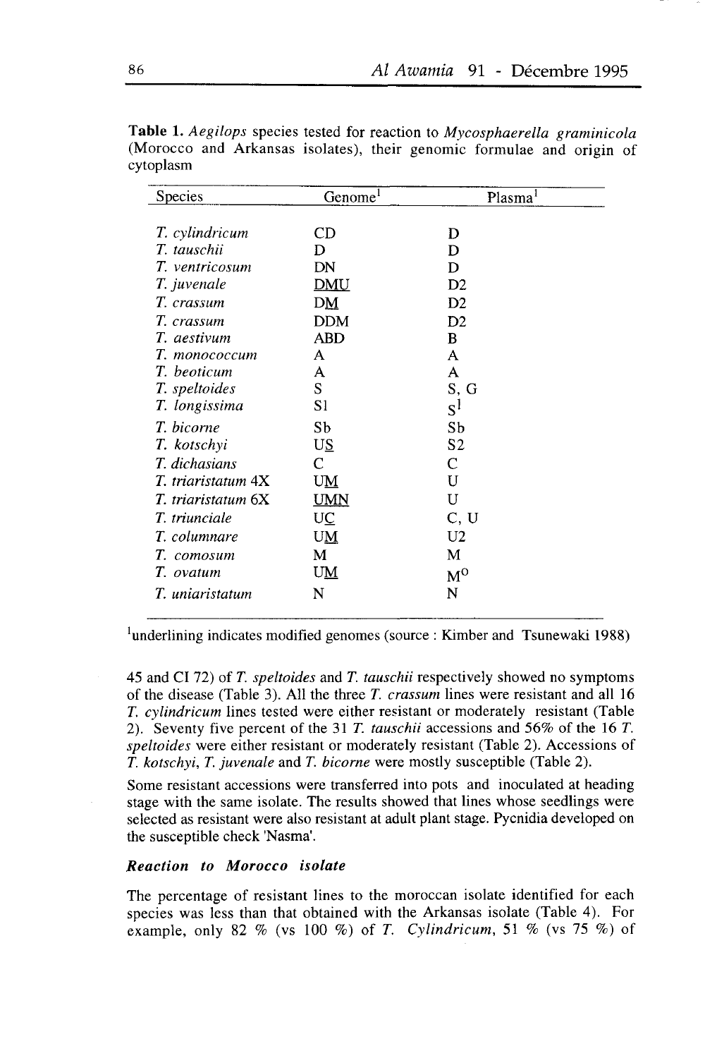**Table 1.** *Aegilops* species tested for reaction to *Mycosphaerella graminicola* (Morocco and Arkansas isolates), their genomic formulae and origin of cytoplasm

| Species | Genome[1] | Plasma[1] |
|---|---|---|
| *T. cylindricum* | CD | D |
| *T. tauschii* | D | D |
| *T. ventricosum* | DN | D |
| *T. juvenale* | DMU | D2 |
| *T. crassum* | DM | D2 |
| *T. crassum* | DDM | D2 |
| *T. aestivum* | ABD | B |
| *T. monococcum* | A | A |
| *T. beoticum* | A | A |
| *T. speltoides* | S | S, G |
| *T. longissima* | Sl | $S^l$ |
| *T. bicorne* | Sb | Sb |
| *T. kotschyi* | US | S2 |
| *T. dichasians* | C | C |
| *T. triaristatum* 4X | UM | U |
| *T. triaristatum* 6X | UMN | U |
| *T. triunciale* | UC | C, U |
| *T. columnare* | UM | U2 |
| *T. comosum* | M | M |
| *T. ovatum* | UM | $M^o$ |
| *T. uniaristatum* | N | N |

[1]underlining indicates modified genomes (source : Kimber and Tsunewaki 1988)

45 and CI 72) of *T. speltoides* and *T. tauschii* respectively showed no symptoms of the disease (Table 3). All the three *T. crassum* lines were resistant and all 16 *T. cylindricum* lines tested were either resistant or moderately resistant (Table 2). Seventy five percent of the 31 *T. tauschii* accessions and 56% of the 16 *T. speltoides* were either resistant or moderately resistant (Table 2). Accessions of *T. kotschyi*, *T. juvenale* and *T. bicorne* were mostly susceptible (Table 2).

Some resistant accessions were transferred into pots and inoculated at heading stage with the same isolate. The results showed that lines whose seedlings were selected as resistant were also resistant at adult plant stage. Pycnidia developed on the susceptible check 'Nasma'.

### *Reaction to Morocco isolate*

The percentage of resistant lines to the moroccan isolate identified for each species was less than that obtained with the Arkansas isolate (Table 4). For example, only 82 % (vs 100 %) of *T. Cylindricum*, 51 % (vs 75 %) of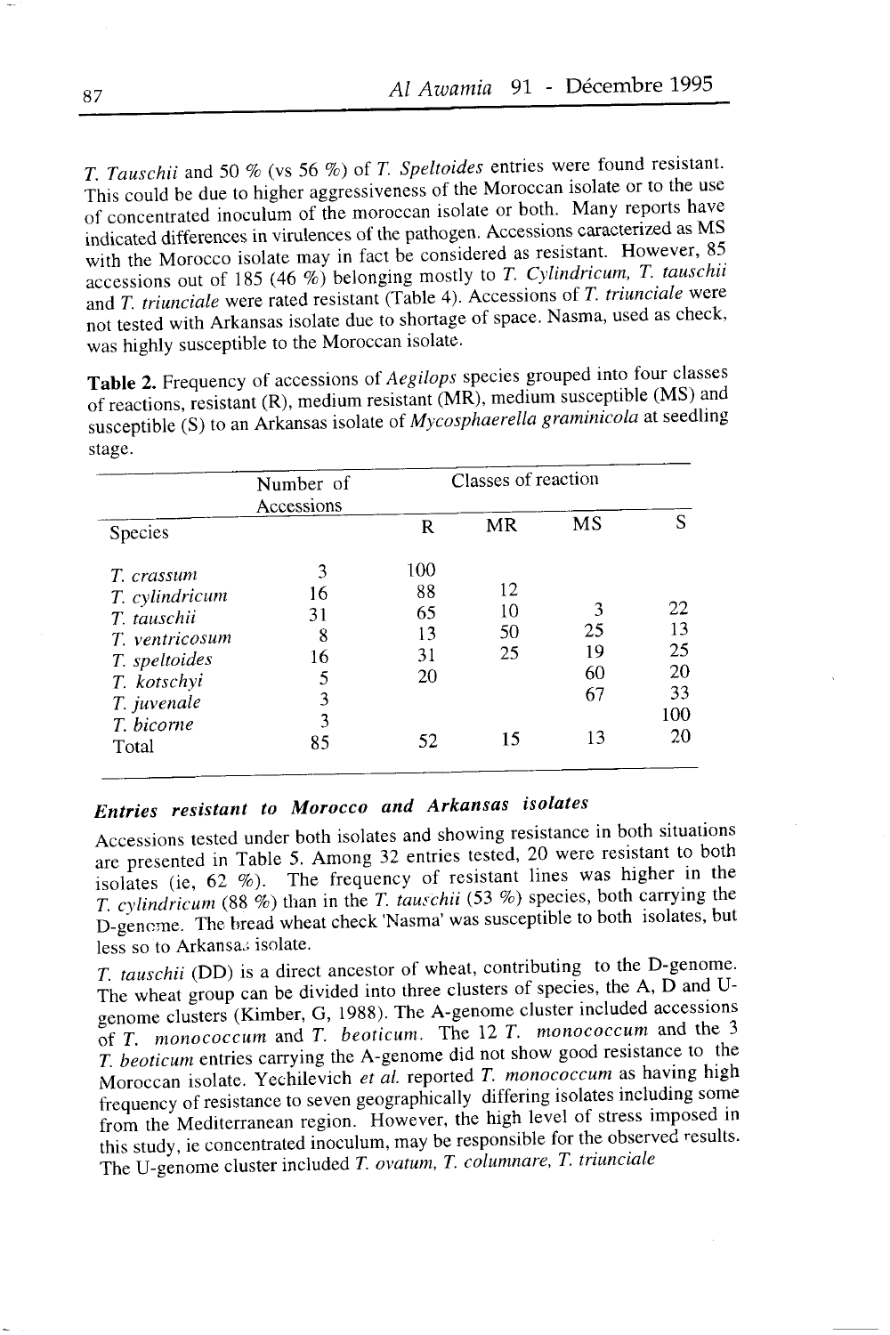*T. Tauschii* and 50 % (vs 56 %) of *T. Speltoides* entries were found resistant. This could be due to higher aggressiveness of the Moroccan isolate or to the use of concentrated inoculum of the moroccan isolate or both. Many reports have indicated differences in virulences of the pathogen. Accessions caracterized as MS with the Morocco isolate may in fact be considered as resistant. However, 85 accessions out of 185 (46 %) belonging mostly to *T. Cylindricum, T. tauschii* and *T. triunciale* were rated resistant (Table 4). Accessions of *T. triunciale* were not tested with Arkansas isolate due to shortage of space. Nasma, used as check, was highly susceptible to the Moroccan isolate.

**Table 2.** Frequency of accessions of *Aegilops* species grouped into four classes of reactions, resistant (R), medium resistant (MR), medium susceptible (MS) and susceptible (S) to an Arkansas isolate of *Mycosphaerella graminicola* at seedling stage.

| Species | Number of Accessions | Classes of reaction | | | |
|---|---|---|---|---|---|
| | | R | MR | MS | S |
| *T. crassum* | 3 | 100 | | | |
| *T. cylindricum* | 16 | 88 | 12 | | |
| *T. tauschii* | 31 | 65 | 10 | 3 | 22 |
| *T. ventricosum* | 8 | 13 | 50 | 25 | 13 |
| *T. speltoides* | 16 | 31 | 25 | 19 | 25 |
| *T. kotschyi* | 5 | 20 | | 60 | 20 |
| *T. juvenale* | 3 | | | 67 | 33 |
| *T. bicorne* | 3 | | | | 100 |
| Total | 85 | 52 | 15 | 13 | 20 |

### *Entries resistant to Morocco and Arkansas isolates*

Accessions tested under both isolates and showing resistance in both situations are presented in Table 5. Among 32 entries tested, 20 were resistant to both isolates (ie, 62 %). The frequency of resistant lines was higher in the *T. cylindricum* (88 %) than in the *T. tauschii* (53 %) species, both carrying the D-genome. The bread wheat check 'Nasma' was susceptible to both isolates, but less so to Arkansas isolate.

*T. tauschii* (DD) is a direct ancestor of wheat, contributing to the D-genome. The wheat group can be divided into three clusters of species, the A, D and U-genome clusters (Kimber, G, 1988). The A-genome cluster included accessions of *T. monococcum* and *T. beoticum*. The 12 *T. monococcum* and the 3 *T. beoticum* entries carrying the A-genome did not show good resistance to the Moroccan isolate. Yechilevich *et al.* reported *T. monococcum* as having high frequency of resistance to seven geographically differing isolates including some from the Mediterranean region. However, the high level of stress imposed in this study, ie concentrated inoculum, may be responsible for the observed results. The U-genome cluster included *T. ovatum, T. columnare, T. triunciale*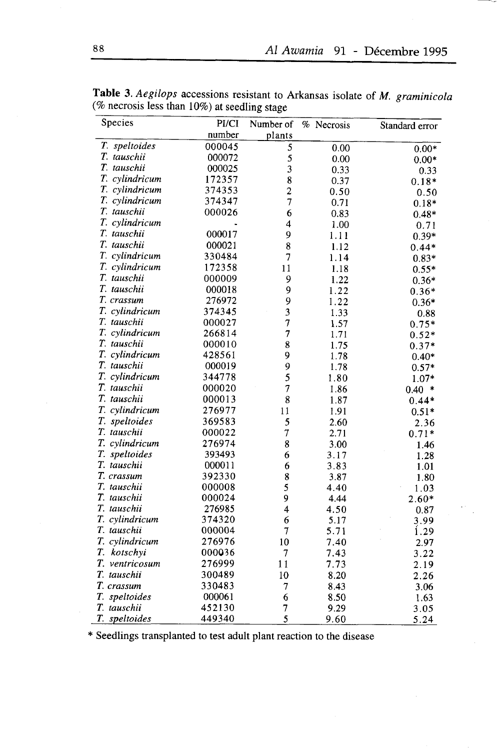**Table 3.** *Aegilops* accessions resistant to Arkansas isolate of *M. graminicola* (% necrosis less than 10%) at seedling stage

| Species | PI/CI number | Number of plants | % Necrosis | Standard error |
|---|---|---|---|---|
| *T. speltoides* | 000045 | 5 | 0.00 | 0.00* |
| *T. tauschii* | 000072 | 5 | 0.00 | 0.00* |
| *T. tauschii* | 000025 | 3 | 0.33 | 0.33 |
| *T. cylindricum* | 172357 | 8 | 0.37 | 0.18* |
| *T. cylindricum* | 374353 | 2 | 0.50 | 0.50 |
| *T. cylindricum* | 374347 | 7 | 0.71 | 0.18* |
| *T. tauschii* | 000026 | 6 | 0.83 | 0.48* |
| *T. cylindricum* | - | 4 | 1.00 | 0.71 |
| *T. tauschii* | 000017 | 9 | 1.11 | 0.39* |
| *T. tauschii* | 000021 | 8 | 1.12 | 0.44* |
| *T. cylindricum* | 330484 | 7 | 1.14 | 0.83* |
| *T. cylindricum* | 172358 | 11 | 1.18 | 0.55* |
| *T. tauschii* | 000009 | 9 | 1.22 | 0.36* |
| *T. tauschii* | 000018 | 9 | 1.22 | 0.36* |
| *T. crassum* | 276972 | 9 | 1.22 | 0.36* |
| *T. cylindricum* | 374345 | 3 | 1.33 | 0.88 |
| *T. tauschii* | 000027 | 7 | 1.57 | 0.75* |
| *T. cylindricum* | 266814 | 7 | 1.71 | 0.52* |
| *T. tauschii* | 000010 | 8 | 1.75 | 0.37* |
| *T. cylindricum* | 428561 | 9 | 1.78 | 0.40* |
| *T. tauschii* | 000019 | 9 | 1.78 | 0.57* |
| *T. cylindricum* | 344778 | 5 | 1.80 | 1.07* |
| *T. tauschii* | 000020 | 7 | 1.86 | 0.40 * |
| *T. tauschii* | 000013 | 8 | 1.87 | 0.44* |
| *T. cylindricum* | 276977 | 11 | 1.91 | 0.51* |
| *T. speltoides* | 369583 | 5 | 2.60 | 2.36 |
| *T. tauschii* | 000022 | 7 | 2.71 | 0.71* |
| *T. cylindricum* | 276974 | 8 | 3.00 | 1.46 |
| *T. speltoides* | 393493 | 6 | 3.17 | 1.28 |
| *T. tauschii* | 000011 | 6 | 3.83 | 1.01 |
| *T. crassum* | 392330 | 8 | 3.87 | 1.80 |
| *T. tauschii* | 000008 | 5 | 4.40 | 1.03 |
| *T. tauschii* | 000024 | 9 | 4.44 | 2.60* |
| *T. tauschii* | 276985 | 4 | 4.50 | 0.87 |
| *T. cylindricum* | 374320 | 6 | 5.17 | 3.99 |
| *T. tauschii* | 000004 | 7 | 5.71 | 1.29 |
| *T. cylindricum* | 276976 | 10 | 7.40 | 2.97 |
| *T. kotschyi* | 000036 | 7 | 7.43 | 3.22 |
| *T. ventricosum* | 276999 | 11 | 7.73 | 2.19 |
| *T. tauschii* | 300489 | 10 | 8.20 | 2.26 |
| *T. crassum* | 330483 | 7 | 8.43 | 3.06 |
| *T. speltoides* | 000061 | 6 | 8.50 | 1.63 |
| *T. tauschii* | 452130 | 7 | 9.29 | 3.05 |
| *T. speltoides* | 449340 | 5 | 9.60 | 5.24 |

\* Seedlings transplanted to test adult plant reaction to the disease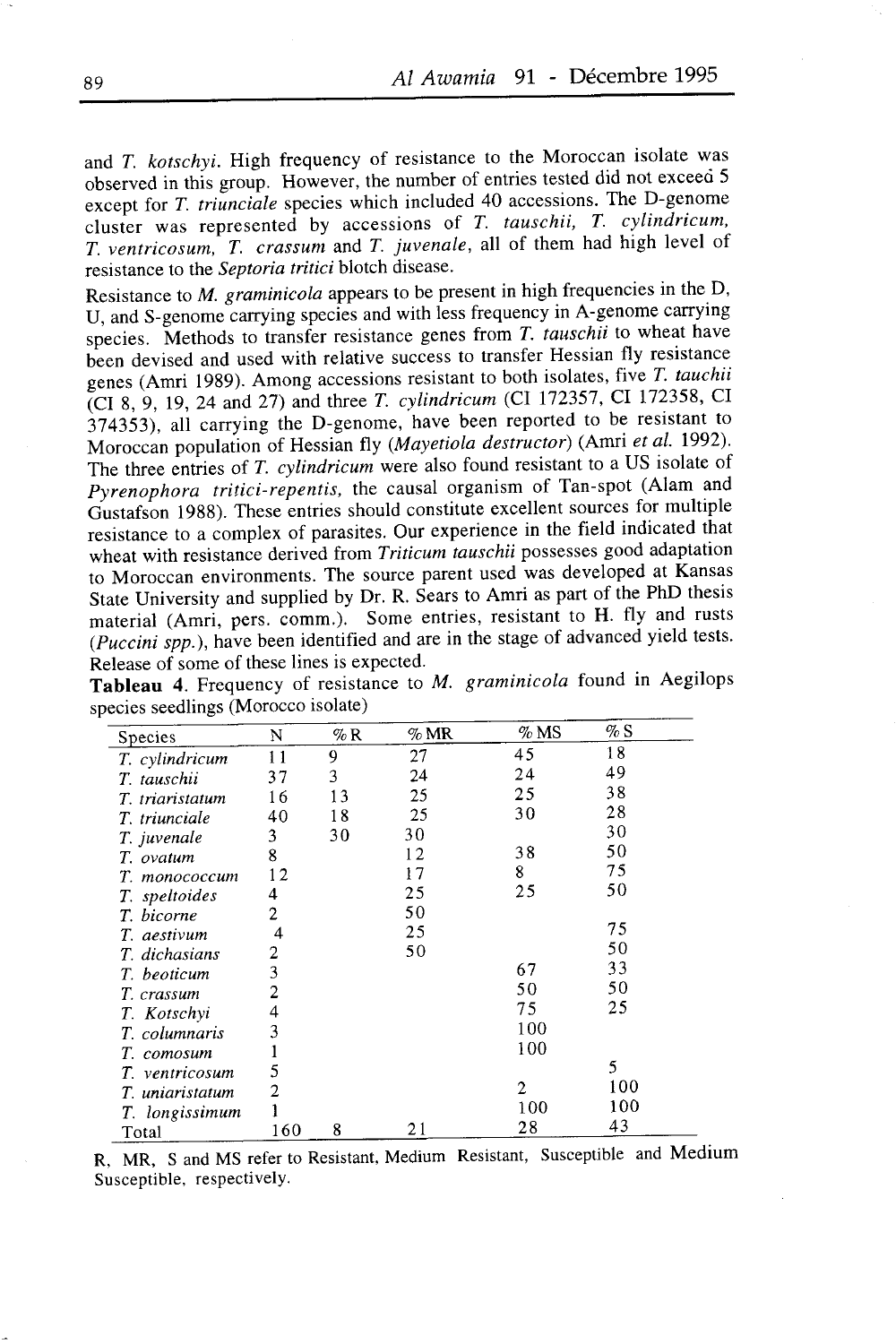and *T. kotschyi*. High frequency of resistance to the Moroccan isolate was observed in this group. However, the number of entries tested did not exceed 5 except for *T. triunciale* species which included 40 accessions. The D-genome cluster was represented by accessions of *T. tauschii*, *T. cylindricum*, *T. ventricosum*, *T. crassum* and *T. juvenale*, all of them had high level of resistance to the *Septoria tritici* blotch disease.

Resistance to *M. graminicola* appears to be present in high frequencies in the D, U, and S-genome carrying species and with less frequency in A-genome carrying species. Methods to transfer resistance genes from *T. tauschii* to wheat have been devised and used with relative success to transfer Hessian fly resistance genes (Amri 1989). Among accessions resistant to both isolates, five *T. tauchii* (CI 8, 9, 19, 24 and 27) and three *T. cylindricum* (CI 172357, CI 172358, CI 374353), all carrying the D-genome, have been reported to be resistant to Moroccan population of Hessian fly (*Mayetiola destructor*) (Amri *et al.* 1992). The three entries of *T. cylindricum* were also found resistant to a US isolate of *Pyrenophora tritici-repentis*, the causal organism of Tan-spot (Alam and Gustafson 1988). These entries should constitute excellent sources for multiple resistance to a complex of parasites. Our experience in the field indicated that wheat with resistance derived from *Triticum tauschii* possesses good adaptation to Moroccan environments. The source parent used was developed at Kansas State University and supplied by Dr. R. Sears to Amri as part of the PhD thesis material (Amri, pers. comm.). Some entries, resistant to H. fly and rusts (*Puccini spp.*), have been identified and are in the stage of advanced yield tests. Release of some of these lines is expected.

**Tableau 4**. Frequency of resistance to *M. graminicola* found in Aegilops species seedlings (Morocco isolate)

| Species | N | % R | % MR | % MS | % S |
|---|---|---|---|---|---|
| *T. cylindricum* | 11 | 9 | 27 | 45 | 18 |
| *T. tauschii* | 37 | 3 | 24 | 24 | 49 |
| *T. triaristatum* | 16 | 13 | 25 | 25 | 38 |
| *T. triunciale* | 40 | 18 | 25 | 30 | 28 |
| *T. juvenale* | 3 | 30 | 30 | | 30 |
| *T. ovatum* | 8 | | 12 | 38 | 50 |
| *T. monococcum* | 12 | | 17 | 8 | 75 |
| *T. speltoides* | 4 | | 25 | 25 | 50 |
| *T. bicorne* | 2 | | 50 | | |
| *T. aestivum* | 4 | | 25 | | 75 |
| *T. dichasians* | 2 | | 50 | | 50 |
| *T. beoticum* | 3 | | | 67 | 33 |
| *T. crassum* | 2 | | | 50 | 50 |
| *T. Kotschyi* | 4 | | | 75 | 25 |
| *T. columnaris* | 3 | | | 100 | |
| *T. comosum* | 1 | | | 100 | |
| *T. ventricosum* | 5 | | | | 5 |
| *T. uniaristatum* | 2 | | | 2 | 100 |
| *T. longissimum* | 1 | | | 100 | 100 |
| Total | 160 | 8 | 21 | 28 | 43 |

R, MR, S and MS refer to Resistant, Medium Resistant, Susceptible and Medium Susceptible, respectively.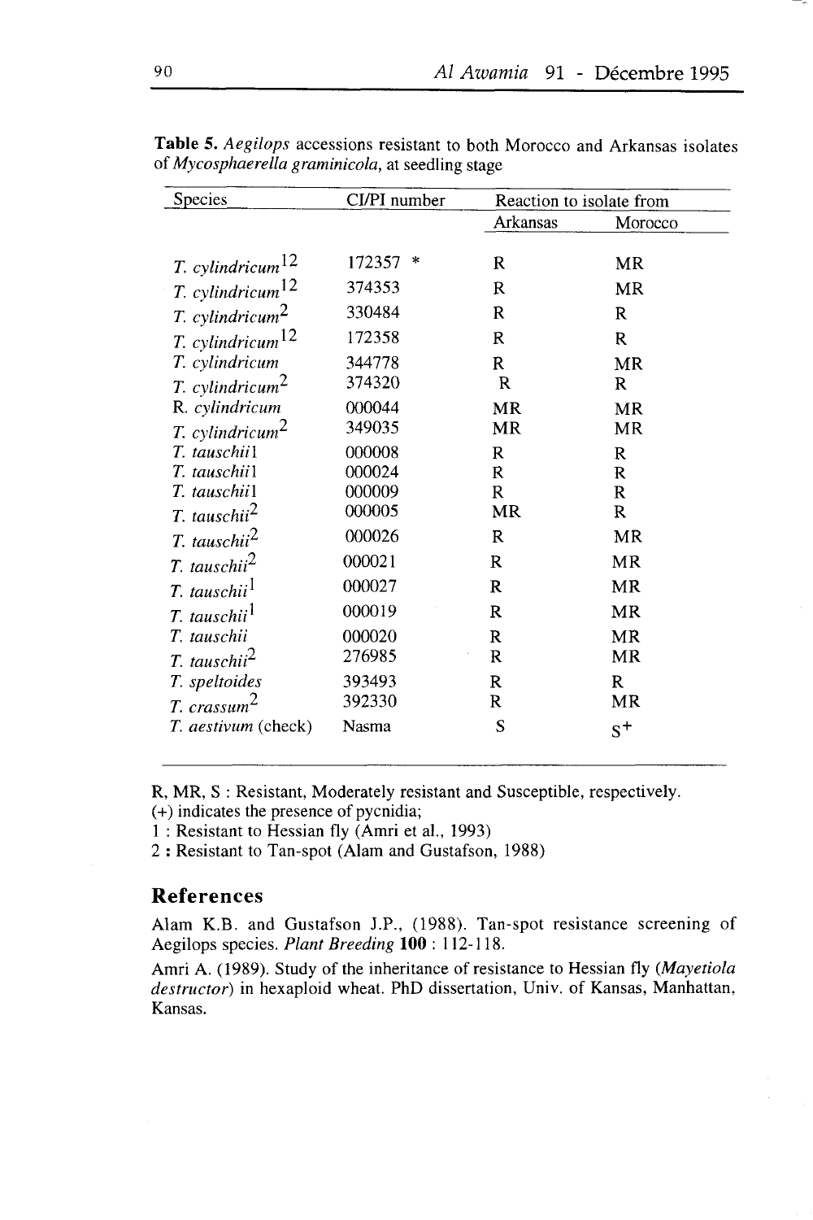**Table 5.** *Aegilops* accessions resistant to both Morocco and Arkansas isolates of *Mycosphaerella graminicola*, at seedling stage

| Species | CI/PI number | Reaction to isolate from | |
|---|---|---|---|
| | | Arkansas | Morocco |
| *T. cylindricum*[12] | 172357 * | R | MR |
| *T. cylindricum*[12] | 374353 | R | MR |
| *T. cylindricum*[2] | 330484 | R | R |
| *T. cylindricum*[12] | 172358 | R | R |
| *T. cylindricum* | 344778 | R | MR |
| *T. cylindricum*[2] | 374320 | R | R |
| R. *cylindricum* | 000044 | MR | MR |
| *T. cylindricum*[2] | 349035 | MR | MR |
| *T. tauschii*1 | 000008 | R | R |
| *T. tauschii*1 | 000024 | R | R |
| *T. tauschii*1 | 000009 | R | R |
| *T. tauschii*[2] | 000005 | MR | R |
| *T. tauschii*[2] | 000026 | R | MR |
| *T. tauschii*[2] | 000021 | R | MR |
| *T. tauschii*[1] | 000027 | R | MR |
| *T. tauschii*[1] | 000019 | R | MR |
| *T. tauschii* | 000020 | R | MR |
| *T. tauschii*[2] | 276985 | R | MR |
| *T. speltoides* | 393493 | R | R |
| *T. crassum*[2] | 392330 | R | MR |
| *T. aestivum* (check) | Nasma | S | $S^+$ |

R, MR, S : Resistant, Moderately resistant and Susceptible, respectively.
(+) indicates the presence of pycnidia;
1 : Resistant to Hessian fly (Amri et al., 1993)
2 : Resistant to Tan-spot (Alam and Gustafson, 1988)

## References

Alam K.B. and Gustafson J.P., (1988). Tan-spot resistance screening of Aegilops species. *Plant Breeding* **100** : 112-118.

Amri A. (1989). Study of the inheritance of resistance to Hessian fly (*Mayetiola destructor*) in hexaploid wheat. PhD dissertation, Univ. of Kansas, Manhattan, Kansas.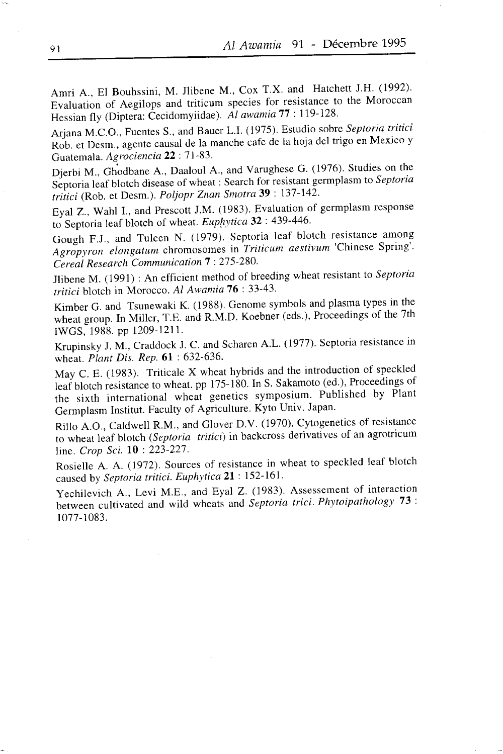Amri A., El Bouhssini, M. Jlibene M., Cox T.X. and Hatchett J.H. (1992). Evaluation of Aegilops and triticum species for resistance to the Moroccan Hessian fly (Diptera: Cecidomyiidae). *Al awamia* **77** : 119-128.

Arjana M.C.O., Fuentes S., and Bauer L.I. (1975). Estudio sobre *Septoria tritici* Rob. et Desm., agente causal de la manche cafe de la hoja del trigo en Mexico y Guatemala. *Agrociencia* **22** : 71-83.

Djerbi M., Ghodbane A., Daaloul A., and Varughese G. (1976). Studies on the Septoria leaf blotch disease of wheat : Search for resistant germplasm to *Septoria tritici* (Rob. et Desm.). *Poljopr Znan Smotra* **39** : 137-142.

Eyal Z., Wahl I., and Prescott J.M. (1983). Evaluation of germplasm response to Septoria leaf blotch of wheat. *Euphytica* **32** : 439-446.

Gough F.J., and Tuleen N. (1979). Septoria leaf blotch resistance among *Agropyron elongatum* chromosomes in *Triticum aestivum* 'Chinese Spring'. *Cereal Research Communication* **7** : 275-280.

Jlibene M. (1991) : An efficient method of breeding wheat resistant to *Septoria tritici* blotch in Morocco. *Al Awamia* **76** : 33-43.

Kimber G. and Tsunewaki K. (1988). Genome symbols and plasma types in the wheat group. In Miller, T.E. and R.M.D. Koebner (eds.), Proceedings of the 7th IWGS, 1988. pp 1209-1211.

Krupinsky J. M., Craddock J. C. and Scharen A.L. (1977). Septoria resistance in wheat. *Plant Dis. Rep.* **61** : 632-636.

May C. E. (1983). Triticale X wheat hybrids and the introduction of speckled leaf blotch resistance to wheat. pp 175-180. In S. Sakamoto (ed.), Proceedings of the sixth international wheat genetics symposium. Published by Plant Germplasm Institut. Faculty of Agriculture. Kyto Univ. Japan.

Rillo A.O., Caldwell R.M., and Glover D.V. (1970). Cytogenetics of resistance to wheat leaf blotch (*Septoria tritici*) in backcross derivatives of an agrotricum line. *Crop Sci.* **10** : 223-227.

Rosielle A. A. (1972). Sources of resistance in wheat to speckled leaf blotch caused by *Septoria tritici*. *Euphytica* **21** : 152-161.

Yechilevich A., Levi M.E., and Eyal Z. (1983). Assessement of interaction between cultivated and wild wheats and *Septoria trici*. *Phytoipathology* **73** : 1077-1083.